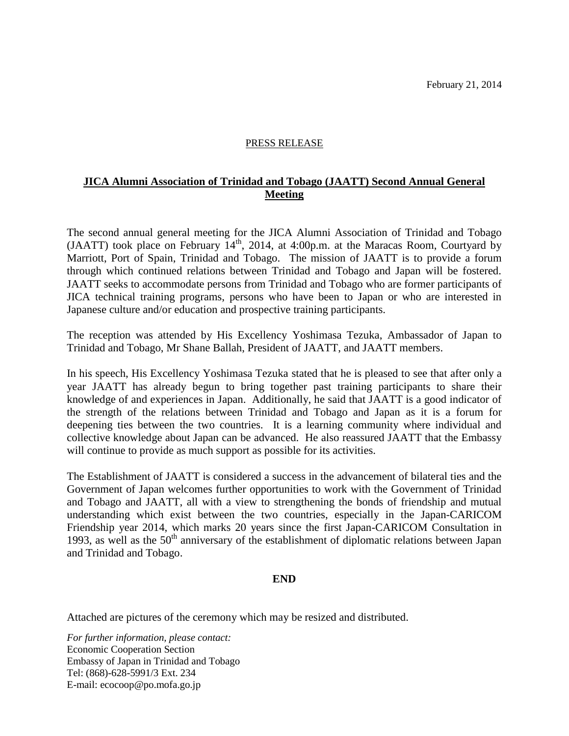February 21, 2014

PRESS RELEASE

# JICA Alumni Association of Trinidad and Tobago (JAATT) Second Annual General Meeting

The second annual general meeting for the JICA Alumni Association of Trinidad and Tobago (JAATT) took place on February 14th, 2014, at 4:00p.m. at the Maracas Room, Courtyard by Marriott, Port of Spain, Trinidad and Tobago. The mission of JAATT is to provide a forum through which continued relations between Trinidad and Tobago and Japan will be fostered. JAATT seeks to accommodate persons from Trinidad and Tobago who are former participants of JICA technical training programs, persons who have been to Japan or who are interested in Japanese culture and/or education and prospective training participants.

The reception was attended by His Excellency Yoshimasa Tezuka, Ambassador of Japan to Trinidad and Tobago, Mr Shane Ballah, President of JAATT, and JAATT members.

In his speech, His Excellency Yoshimasa Tezuka stated that he is pleased to see that after only a year JAATT has already begun to bring together past training participants to share their knowledge of and experiences in Japan. Additionally, he said that JAATT is a good indicator of the strength of the relations between Trinidad and Tobago and Japan as it is a forum for deepening ties between the two countries. It is a learning community where individual and collective knowledge about Japan can be advanced. He also reassured JAATT that the Embassy will continue to provide as much support as possible for its activities.

The Establishment of JAATT is considered a success in the advancement of bilateral ties and the Government of Japan welcomes further opportunities to work with the Government of Trinidad and Tobago and JAATT, all with a view to strengthening the bonds of friendship and mutual understanding which exist between the two countries, especially in the Japan-CARICOM Friendship year 2014, which marks 20 years since the first Japan-CARICOM Consultation in 1993, as well as the 50th anniversary of the establishment of diplomatic relations between Japan and Trinidad and Tobago.

**END**

Attached are pictures of the ceremony which may be resized and distributed.

*For further information, please contact:*
Economic Cooperation Section
Embassy of Japan in Trinidad and Tobago
Tel: (868)-628-5991/3 Ext. 234
E-mail: ecocoop@po.mofa.go.jp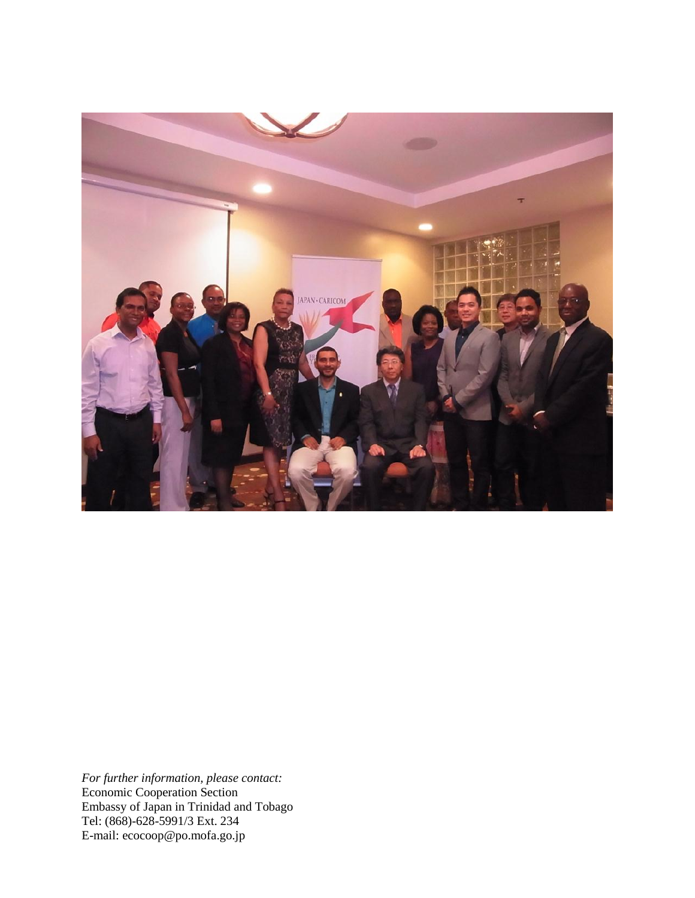*For further information, please contact:*
Economic Cooperation Section
Embassy of Japan in Trinidad and Tobago
Tel: (868)-628-5991/3 Ext. 234
E-mail: ecocoop@po.mofa.go.jp